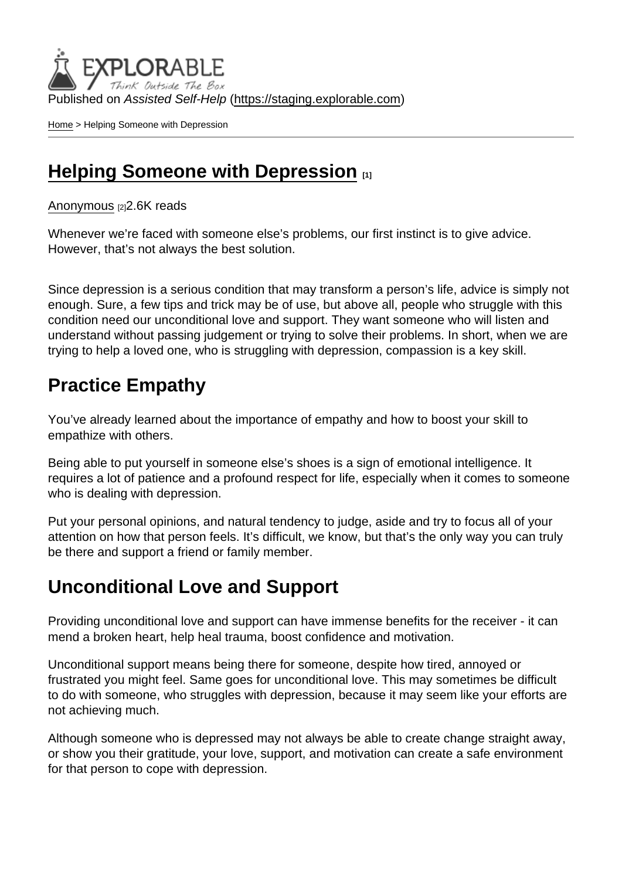Published on *Assisted Self-Help* (https://staging.explorable.com)

Home > Helping Someone with Depression

# Helping Someone with Depression [1]

Anonymous [2]2.6K reads

Whenever we're faced with someone else's problems, our first instinct is to give advice. However, that's not always the best solution.

Since depression is a serious condition that may transform a person's life, advice is simply not enough. Sure, a few tips and trick may be of use, but above all, people who struggle with this condition need our unconditional love and support. They want someone who will listen and understand without passing judgement or trying to solve their problems. In short, when we are trying to help a loved one, who is struggling with depression, compassion is a key skill.

## Practice Empathy

You've already learned about the importance of empathy and how to boost your skill to empathize with others.

Being able to put yourself in someone else's shoes is a sign of emotional intelligence. It requires a lot of patience and a profound respect for life, especially when it comes to someone who is dealing with depression.

Put your personal opinions, and natural tendency to judge, aside and try to focus all of your attention on how that person feels. It's difficult, we know, but that's the only way you can truly be there and support a friend or family member.

## Unconditional Love and Support

Providing unconditional love and support can have immense benefits for the receiver - it can mend a broken heart, help heal trauma, boost confidence and motivation.

Unconditional support means being there for someone, despite how tired, annoyed or frustrated you might feel. Same goes for unconditional love. This may sometimes be difficult to do with someone, who struggles with depression, because it may seem like your efforts are not achieving much.

Although someone who is depressed may not always be able to create change straight away, or show you their gratitude, your love, support, and motivation can create a safe environment for that person to cope with depression.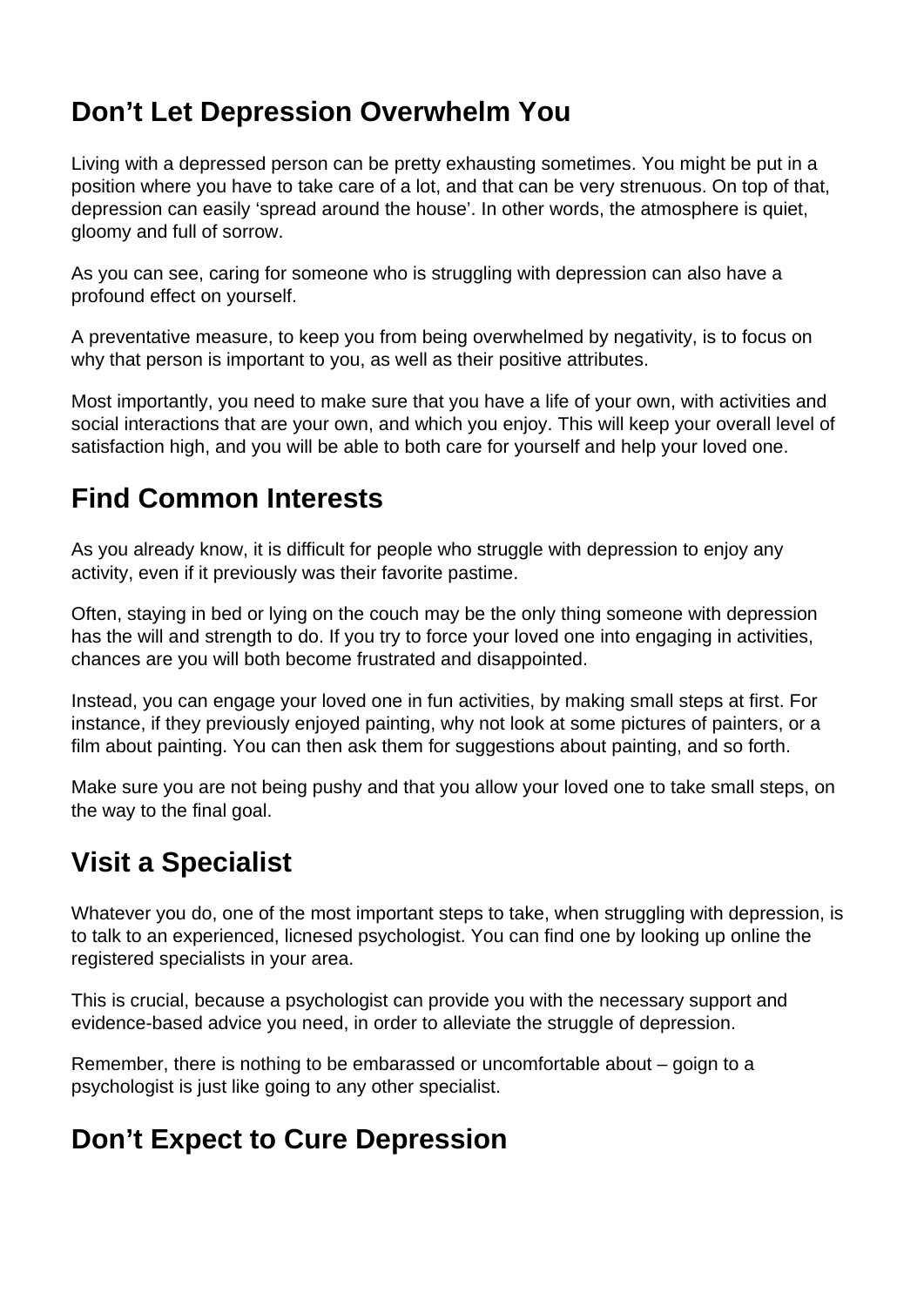## Don’t Let Depression Overwhelm You

Living with a depressed person can be pretty exhausting sometimes. You might be put in a position where you have to take care of a lot, and that can be very strenuous. On top of that, depression can easily ‘spread around the house’. In other words, the atmosphere is quiet, gloomy and full of sorrow.

As you can see, caring for someone who is struggling with depression can also have a profound effect on yourself.

A preventative measure, to keep you from being overwhelmed by negativity, is to focus on why that person is important to you, as well as their positive attributes.

Most importantly, you need to make sure that you have a life of your own, with activities and social interactions that are your own, and which you enjoy. This will keep your overall level of satisfaction high, and you will be able to both care for yourself and help your loved one.

## Find Common Interests

As you already know, it is difficult for people who struggle with depression to enjoy any activity, even if it previously was their favorite pastime.

Often, staying in bed or lying on the couch may be the only thing someone with depression has the will and strength to do. If you try to force your loved one into engaging in activities, chances are you will both become frustrated and disappointed.

Instead, you can engage your loved one in fun activities, by making small steps at first. For instance, if they previously enjoyed painting, why not look at some pictures of painters, or a film about painting. You can then ask them for suggestions about painting, and so forth.

Make sure you are not being pushy and that you allow your loved one to take small steps, on the way to the final goal.

## Visit a Specialist

Whatever you do, one of the most important steps to take, when struggling with depression, is to talk to an experienced, licnesed psychologist. You can find one by looking up online the registered specialists in your area.

This is crucial, because a psychologist can provide you with the necessary support and evidence-based advice you need, in order to alleviate the struggle of depression.

Remember, there is nothing to be embarassed or uncomfortable about – goign to a psychologist is just like going to any other specialist.

## Don’t Expect to Cure Depression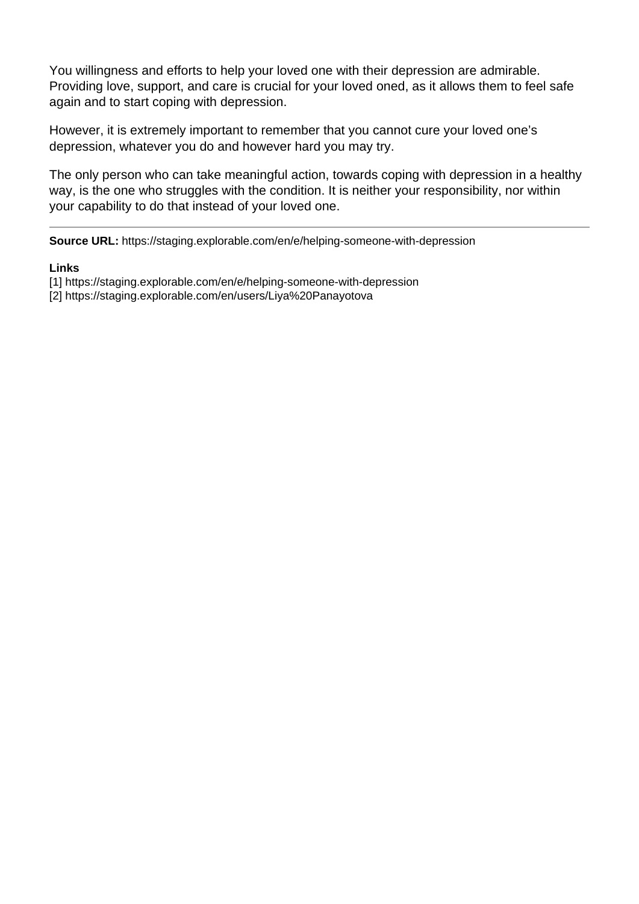You willingness and efforts to help your loved one with their depression are admirable. Providing love, support, and care is crucial for your loved oned, as it allows them to feel safe again and to start coping with depression.

However, it is extremely important to remember that you cannot cure your loved one's depression, whatever you do and however hard you may try.

The only person who can take meaningful action, towards coping with depression in a healthy way, is the one who struggles with the condition. It is neither your responsibility, nor within your capability to do that instead of your loved one.

---

**Source URL:** https://staging.explorable.com/en/e/helping-someone-with-depression

**Links**
[1] https://staging.explorable.com/en/e/helping-someone-with-depression
[2] https://staging.explorable.com/en/users/Liya%20Panayotova